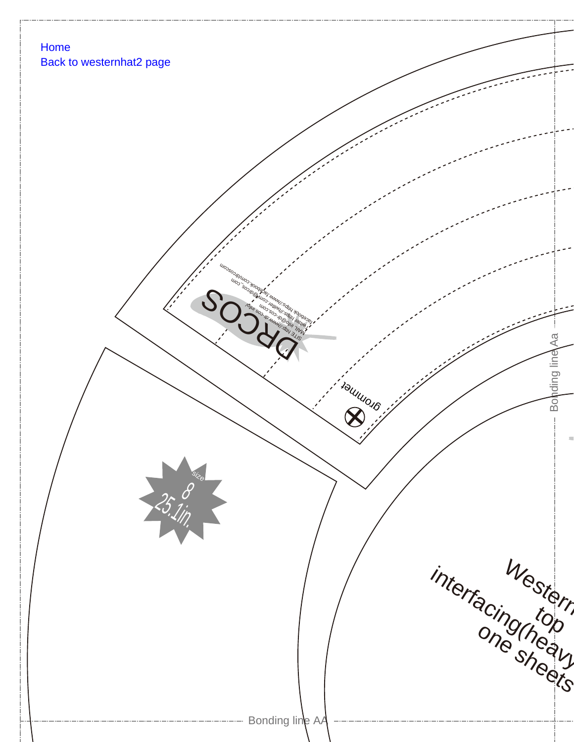Home
Back to westernhat2 page

SITE http://www.dr-cos.info/
MAIL info@dr-cos.com
twitter https://twitter.com/@drcos_com
facebook https://www.facebook.com/drcoscom

DRCOS

grommet

size 8
25.1in.

Bonding line Aa

Western
top
interfacing(heavy
one sheets

Bonding line AA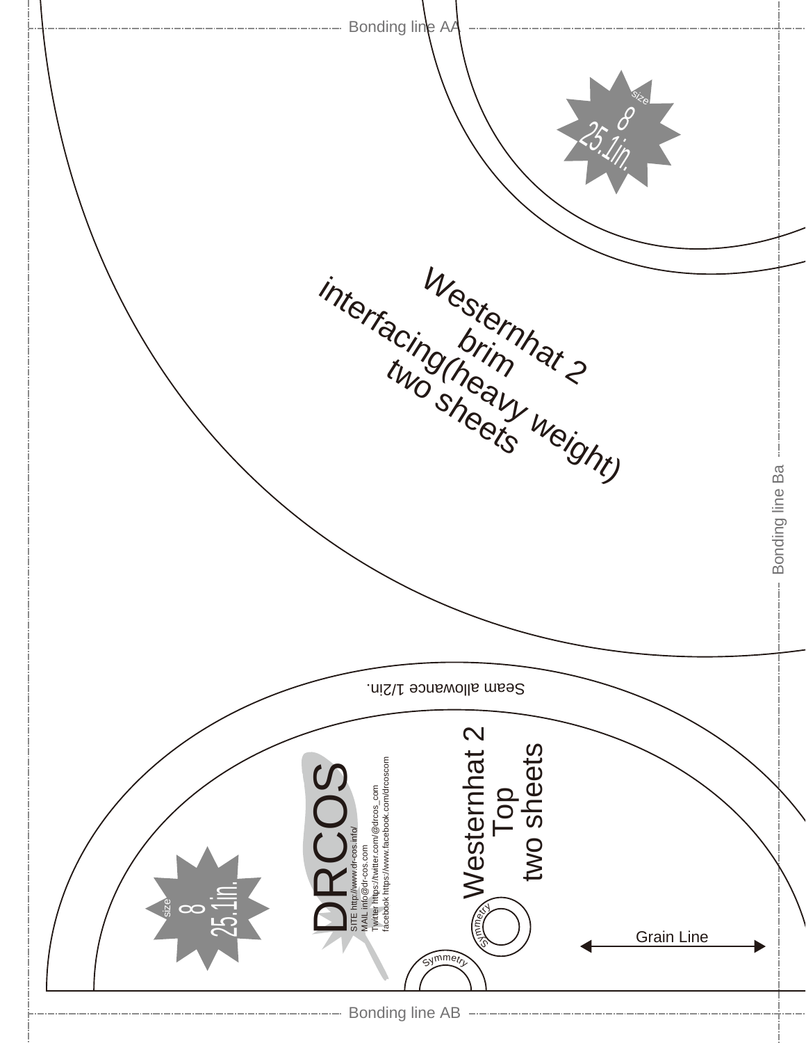Bonding line AA

size
8
25.1in.

Westernhat 2
brim
interfacing(heavy weight)
two sheets

Bonding line Ba

Seam allowance 1/2in.

DRCOS
SITE http://www.dr-cos.info/
MAIL info@dr-cos.com
Twitter https://twitter.com/@drcos_com
facebook https://www.facebook.com/drcoscom

Westernhat 2
Top
two sheets

size
8
25.1in.

Symmetry

Symmetry

Grain Line

Bonding line AB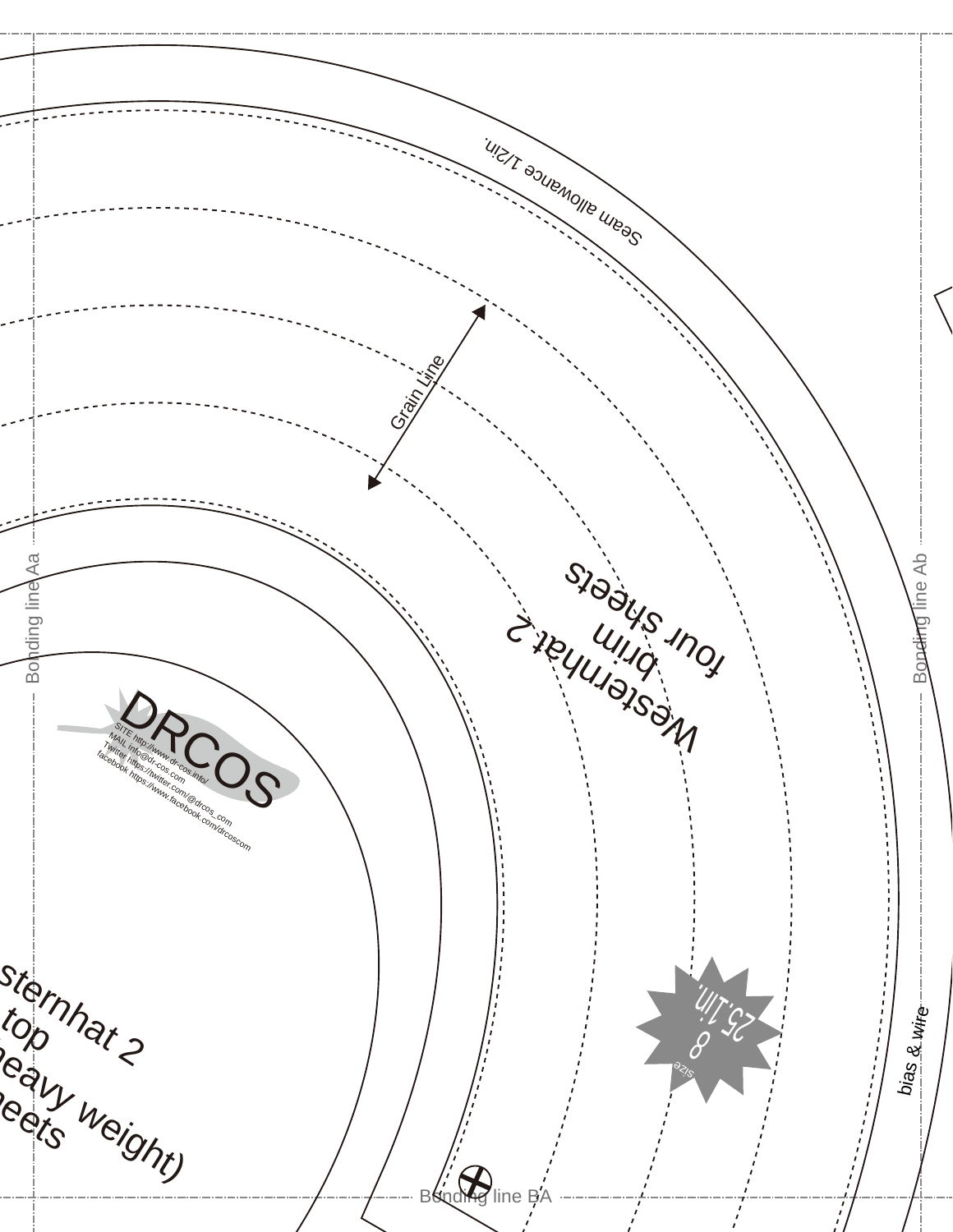Seam allowance 1/2in.

Grain Line

Westernhat 2
brim
four sheets

Bonding line Aa

Bonding line Ab

DRCOS

SITE http://www.dr-cos.info/
MAIL info@dr-cos.com
Twitter https://twitter.com/@drcos_com
facebook https://www.facebook.com/drcoscom

size 8
25.1in.

sternhat 2
top
heavy weight)
heets

bias & wire

Bonding line BA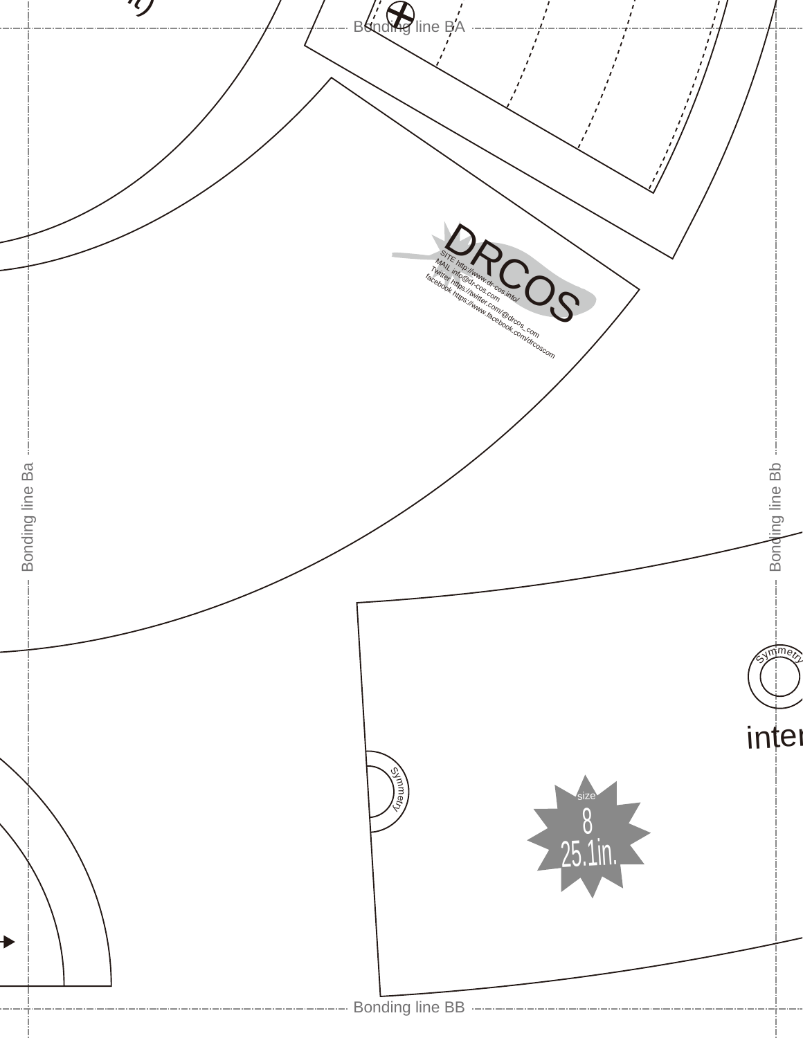Bonding line BA

DRCOS

SITE http://www.dr-cos.info/
MAIL info@dr-cos.com
Twitter https://twitter.com/@drcos_com
facebook https://www.facebook.com/drcoscom

Bonding line Ba

Bonding line Bb

Symmetry

inter

Symmetry

size
8
25.1in.

Bonding line BB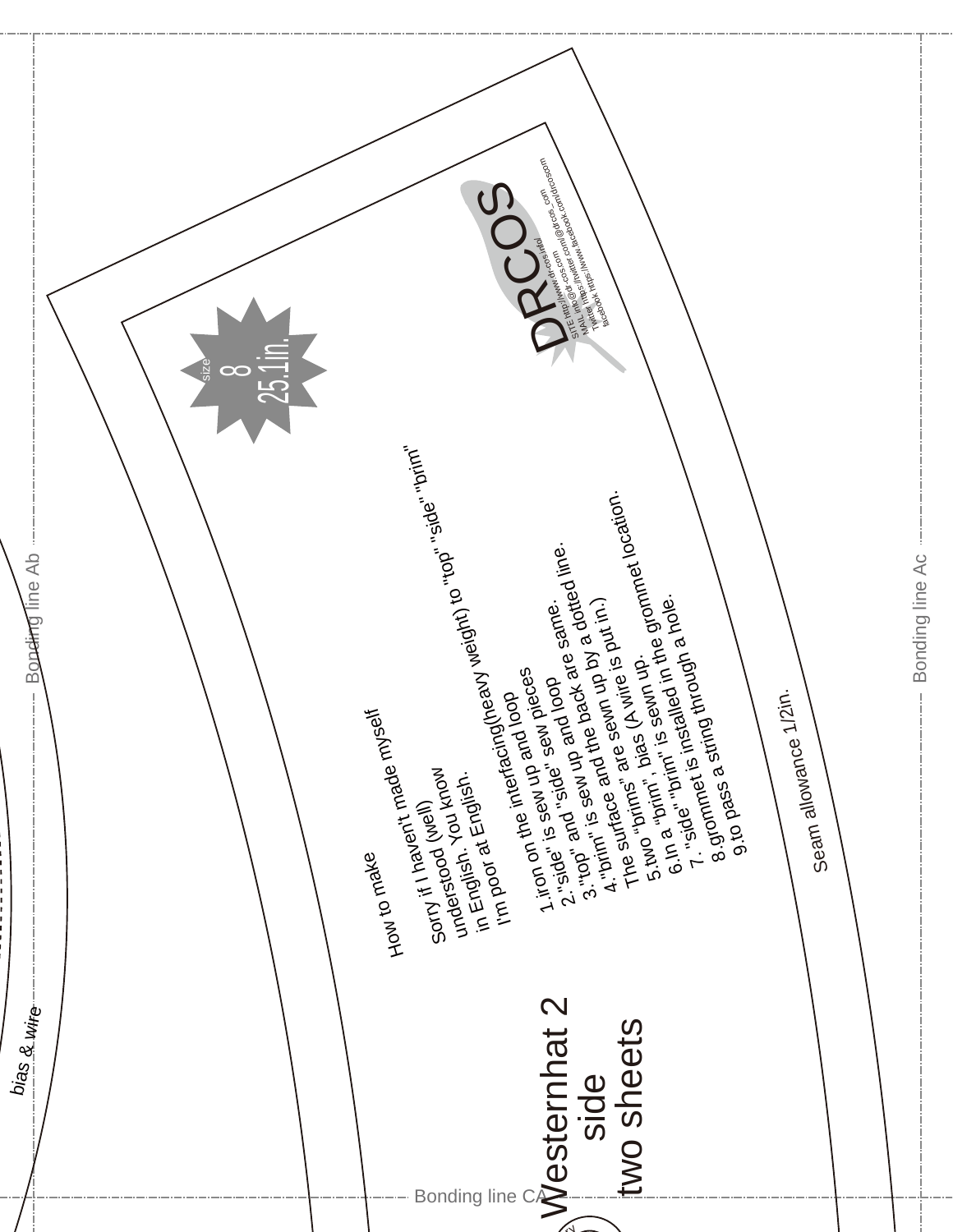Bonding line Ab

Bonding line Ac

Bonding line CA

bias & wire

# Westernhat 2
side
two sheets

size
8
25.1in.

DRCOS

SITE http://www.dr-cos.info/
http://www.dr-cos.com
MAIL info@dr-cos.com
Twitter https://twitter.com/@drcos_com
facebook https://www.facebook.com/drcoscom

How to make

Sorry if I haven't made myself
understood (well)
understood. You know
in English.
I'm poor at English.

1.iron on the interfacing(heavy weight) to "top" "side" "brim" and loop
2."side" is sew up and loop
3."top" and "side" sew pieces
4."brim" is sew up the back are same.
The surface and the sewn up by a dotted line.
5.two "brims" are sewn up. (A wire is put in.)
6.In a "brim", bias is sewn up.
7."side" is installed in the grommet location.
8.grommet is installed in a hole.
9.to pass a string through a hole.

Seam allowance 1/2in.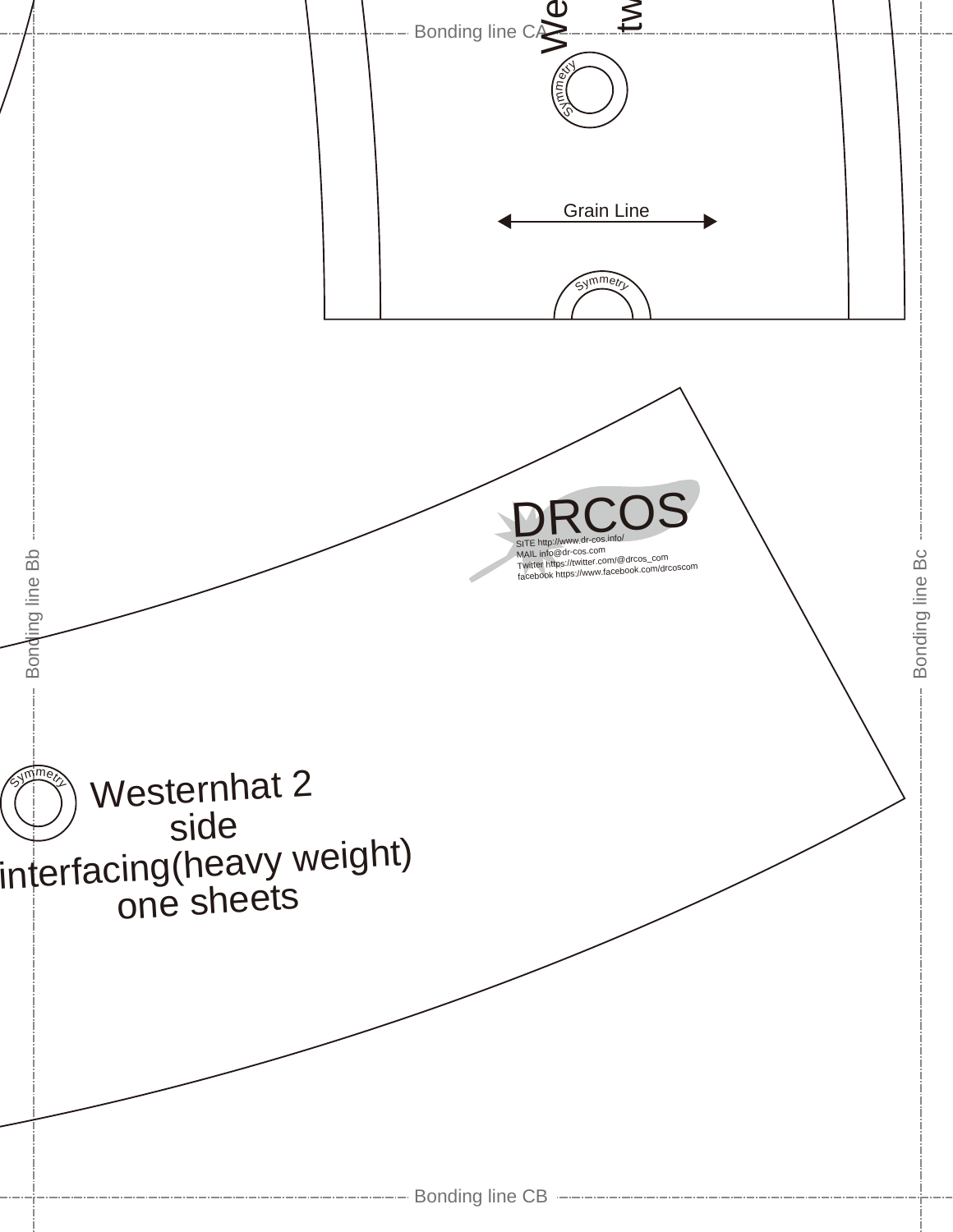Bonding line CA

We
tw

Symmetry

Grain Line

Symmetry

DRCOS

SITE http://www.dr-cos.info/
MAIL info@dr-cos.com
Twitter https://twitter.com/@drcos_com
facebook https://www.facebook.com/drcoscom

Bonding line Bb

Bonding line Bc

Symmetry

Westernhat 2
side
interfacing(heavy weight)
one sheets

Bonding line CB